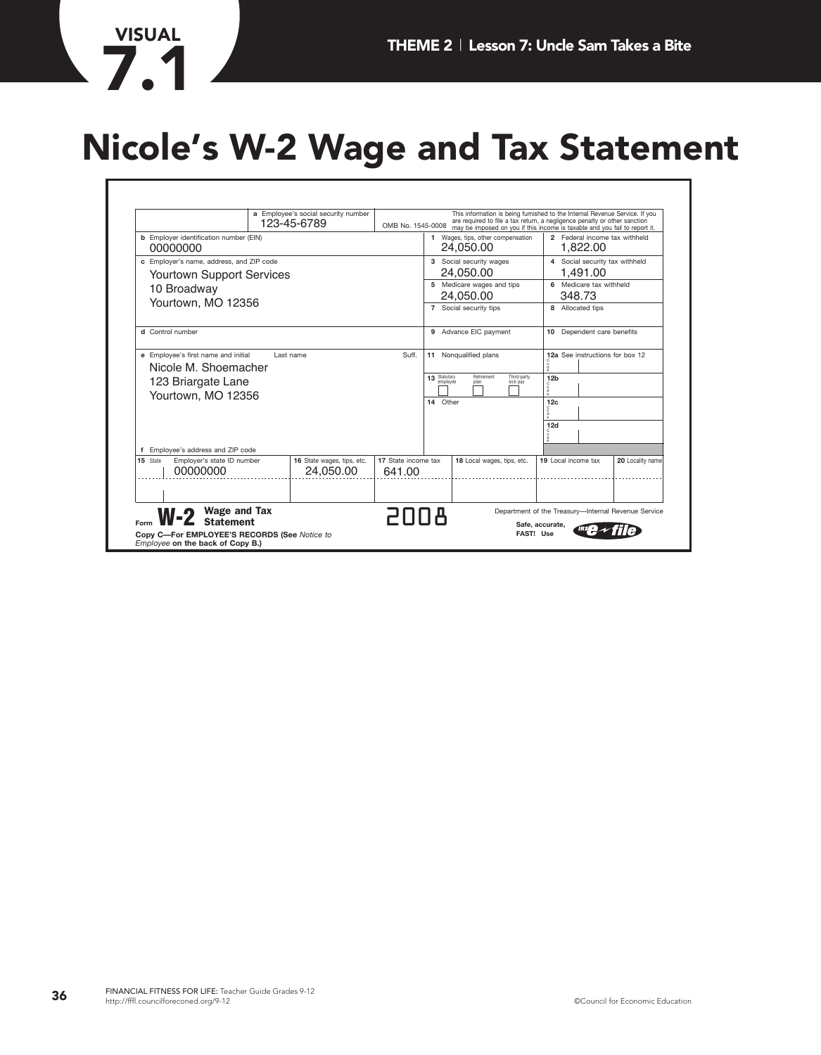VISUAL 7.1

# Nicole's W-2 Wage and Tax Statement

| Field | Value |
|---|---|
| a Employee's social security number | 123-45-6789 |
| OMB No. 1545-0008 | This information is being furnished to the Internal Revenue Service. If you are required to file a tax return, a negligence penalty or other sanction may be imposed on you if this income is taxable and you fail to report it. |
| b Employer identification number (EIN) | 00000000 |
| c Employer's name, address, and ZIP code | Yourtown Support Services<br>10 Broadway<br>Yourtown, MO 12356 |
| d Control number | |
| e Employee's first name and initial / Last name / Suff. | Nicole M. Shoemacher<br>123 Briargate Lane<br>Yourtown, MO 12356 |
| f Employee's address and ZIP code | |
| 1 Wages, tips, other compensation | 24,050.00 |
| 2 Federal income tax withheld | 1,822.00 |
| 3 Social security wages | 24,050.00 |
| 4 Social security tax withheld | 1,491.00 |
| 5 Medicare wages and tips | 24,050.00 |
| 6 Medicare tax withheld | 348.73 |
| 7 Social security tips | |
| 8 Allocated tips | |
| 9 Advance EIC payment | |
| 10 Dependent care benefits | |
| 11 Nonqualified plans | |
| 12a See instructions for box 12 | |
| 12b | |
| 12c | |
| 12d | |
| 13 Statutory employee / Retirement plan / Third-party sick pay | ☐ ☐ ☐ |
| 14 Other | |

| 15 State | Employer's state ID number | 16 State wages, tips, etc. | 17 State income tax | 18 Local wages, tips, etc. | 19 Local income tax | 20 Locality name |
|---|---|---|---|---|---|---|
| | 00000000 | 24,050.00 | 641.00 | | | |

Form **W-2** Wage and Tax Statement — 2008

Department of the Treasury—Internal Revenue Service

**Copy C—For EMPLOYEE'S RECORDS (See** *Notice to Employee* **on the back of Copy B.)**

Safe, accurate, FAST! Use IRS e-file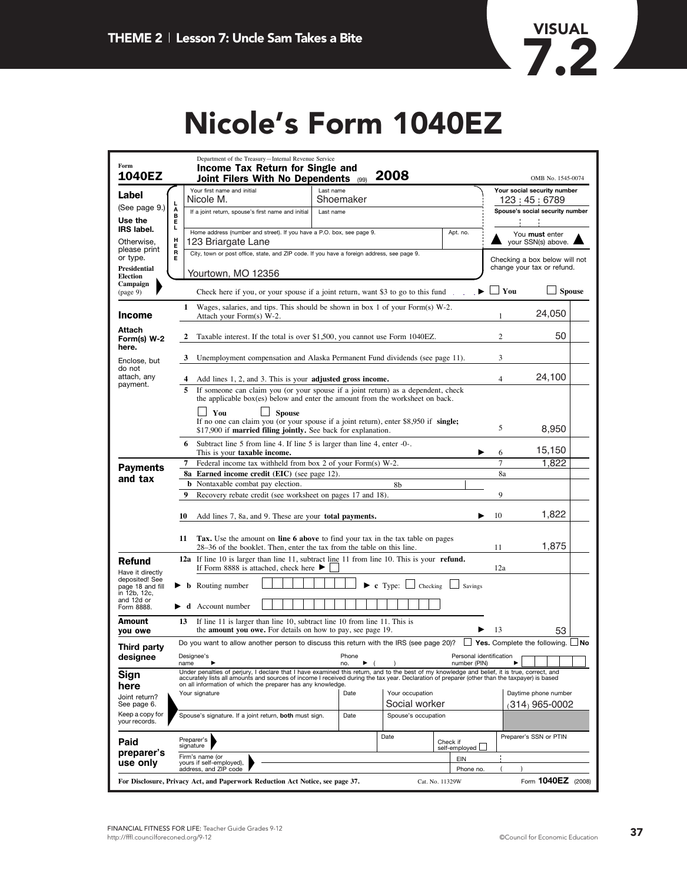VISUAL 7.2

# Nicole's Form 1040EZ

**Form 1040EZ** — Department of the Treasury—Internal Revenue Service
**Income Tax Return for Single and Joint Filers With No Dependents** (99) **2008** — OMB No. 1545-0074

**Label** (See page 9.)
**Use the IRS label.**
Otherwise, please print or type.

LABEL HERE

| Field | Value |
|---|---|
| Your first name and initial | Nicole M. |
| Last name | Shoemaker |
| If a joint return, spouse's first name and initial | |
| Last name | |
| Home address (number and street). If you have a P.O. box, see page 9. | 123 Briargate Lane |
| Apt. no. | |
| City, town or post office, state, and ZIP code. If you have a foreign address, see page 9. | Yourtown, MO 12356 |
| Your social security number | 123 45 6789 |
| Spouse's social security number | |

You **must** enter your SSN(s) above.

Checking a box below will not change your tax or refund.

**Presidential Election Campaign** (page 9) — Check here if you, or your spouse if a joint return, want $3 to go to this fund ▶ ☐ **You** ☐ **Spouse**

## Income

Attach Form(s) W-2 here.

Enclose, but do not attach, any payment.

| Line | Description | Line no. | Amount |
|---|---|---|---|
| 1 | Wages, salaries, and tips. This should be shown in box 1 of your Form(s) W-2. Attach your Form(s) W-2. | 1 | 24,050 |
| 2 | Taxable interest. If the total is over $1,500, you cannot use Form 1040EZ. | 2 | 50 |
| 3 | Unemployment compensation and Alaska Permanent Fund dividends (see page 11). | 3 | |
| 4 | Add lines 1, 2, and 3. This is your **adjusted gross income.** | 4 | 24,100 |
| 5 | If someone can claim you (or your spouse if a joint return) as a dependent, check the applicable box(es) below and enter the amount from the worksheet on back. ☐ **You** ☐ **Spouse** If no one can claim you (or your spouse if a joint return), enter $8,950 if **single;** $17,900 if **married filing jointly.** See back for explanation. | 5 | 8,950 |
| 6 | Subtract line 5 from line 4. If line 5 is larger than line 4, enter -0-. This is your **taxable income.** ▶ | 6 | 15,150 |

## Payments and tax

| Line | Description | Line no. | Amount |
|---|---|---|---|
| 7 | Federal income tax withheld from box 2 of your Form(s) W-2. | 7 | 1,822 |
| 8a | **Earned income credit (EIC)** (see page 12). | 8a | |
| b | Nontaxable combat pay election. 8b | | |
| 9 | Recovery rebate credit (see worksheet on pages 17 and 18). | 9 | |
| 10 | Add lines 7, 8a, and 9. These are your **total payments.** ▶ | 10 | 1,822 |
| 11 | **Tax.** Use the amount on **line 6 above** to find your tax in the tax table on pages 28–36 of the booklet. Then, enter the tax from the table on this line. | 11 | 1,875 |

## Refund

Have it directly deposited! See page 18 and fill in 12b, 12c, and 12d or Form 8888.

| Line | Description | Line no. | Amount |
|---|---|---|---|
| 12a | If line 10 is larger than line 11, subtract line 11 from line 10. This is your **refund.** If Form 8888 is attached, check here ▶ ☐ | 12a | |
| ▶ b | Routing number ▶ **c** Type: ☐ Checking ☐ Savings | | |
| ▶ d | Account number | | |

## Amount you owe

| Line | Description | Line no. | Amount |
|---|---|---|---|
| 13 | If line 11 is larger than line 10, subtract line 10 from line 11. This is the **amount you owe.** For details on how to pay, see page 19. ▶ | 13 | 53 |

## Third party designee

Do you want to allow another person to discuss this return with the IRS (see page 20)? ☐ **Yes.** Complete the following. ☐ **No**

Designee's name ▶ Phone no. ▶ ( ) Personal identification number (PIN) ▶

## Sign here

Joint return? See page 6.

Keep a copy for your records.

Under penalties of perjury, I declare that I have examined this return, and to the best of my knowledge and belief, it is true, correct, and accurately lists all amounts and sources of income I received during the tax year. Declaration of preparer (other than the taxpayer) is based on all information of which the preparer has any knowledge.

| Your signature | Date | Your occupation | Daytime phone number |
|---|---|---|---|
| | | Social worker | (314) 965-0002 |
| Spouse's signature. If a joint return, **both** must sign. | Date | Spouse's occupation | |

## Paid preparer's use only

| Preparer's signature | Date | Check if self-employed ☐ | Preparer's SSN or PTIN |
|---|---|---|---|
| Firm's name (or yours if self-employed), address, and ZIP code | | EIN | |
| | | Phone no. | ( ) |

**For Disclosure, Privacy Act, and Paperwork Reduction Act Notice, see page 37.** Cat. No. 11329W Form **1040EZ** (2008)

FINANCIAL FITNESS FOR LIFE: Teacher Guide Grades 9-12
http://fffl.councilforeconed.org/9-12
©Council for Economic Education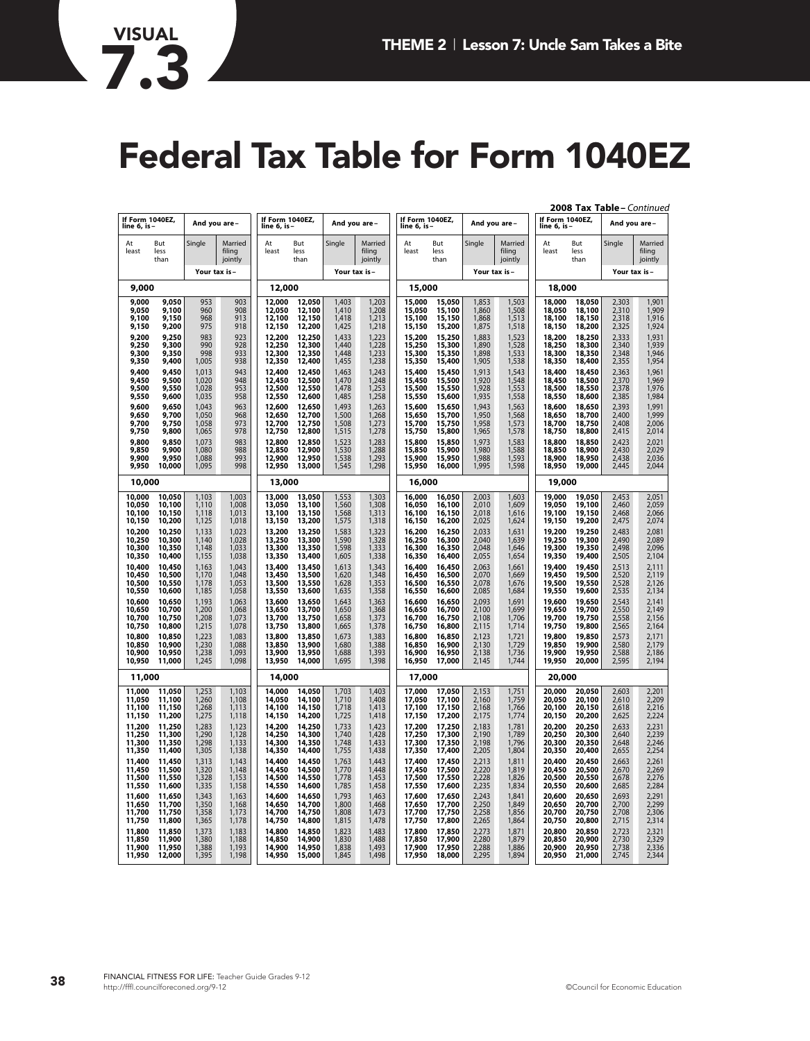# Visual 7.3

# Federal Tax Table for Form 1040EZ

**2008 Tax Table –** *Continued*

| If Form 1040EZ, line 6, is – At least | But less than | And you are – Single | Married filing jointly |
|---|---|---|---|
| | | Your tax is – | |
| **9,000** | | | |
| 9,000 | 9,050 | 953 | 903 |
| 9,050 | 9,100 | 960 | 908 |
| 9,100 | 9,150 | 968 | 913 |
| 9,150 | 9,200 | 975 | 918 |
| 9,200 | 9,250 | 983 | 923 |
| 9,250 | 9,300 | 990 | 928 |
| 9,300 | 9,350 | 998 | 933 |
| 9,350 | 9,400 | 1,005 | 938 |
| 9,400 | 9,450 | 1,013 | 943 |
| 9,450 | 9,500 | 1,020 | 948 |
| 9,500 | 9,550 | 1,028 | 953 |
| 9,550 | 9,600 | 1,035 | 958 |
| 9,600 | 9,650 | 1,043 | 963 |
| 9,650 | 9,700 | 1,050 | 968 |
| 9,700 | 9,750 | 1,058 | 973 |
| 9,750 | 9,800 | 1,065 | 978 |
| 9,800 | 9,850 | 1,073 | 983 |
| 9,850 | 9,900 | 1,080 | 988 |
| 9,900 | 9,950 | 1,088 | 993 |
| 9,950 | 10,000 | 1,095 | 998 |
| **10,000** | | | |
| 10,000 | 10,050 | 1,103 | 1,003 |
| 10,050 | 10,100 | 1,110 | 1,008 |
| 10,100 | 10,150 | 1,118 | 1,013 |
| 10,150 | 10,200 | 1,125 | 1,018 |
| 10,200 | 10,250 | 1,133 | 1,023 |
| 10,250 | 10,300 | 1,140 | 1,028 |
| 10,300 | 10,350 | 1,148 | 1,033 |
| 10,350 | 10,400 | 1,155 | 1,038 |
| 10,400 | 10,450 | 1,163 | 1,043 |
| 10,450 | 10,500 | 1,170 | 1,048 |
| 10,500 | 10,550 | 1,178 | 1,053 |
| 10,550 | 10,600 | 1,185 | 1,058 |
| 10,600 | 10,650 | 1,193 | 1,063 |
| 10,650 | 10,700 | 1,200 | 1,068 |
| 10,700 | 10,750 | 1,208 | 1,073 |
| 10,750 | 10,800 | 1,215 | 1,078 |
| 10,800 | 10,850 | 1,223 | 1,083 |
| 10,850 | 10,900 | 1,230 | 1,088 |
| 10,900 | 10,950 | 1,238 | 1,093 |
| 10,950 | 11,000 | 1,245 | 1,098 |
| **11,000** | | | |
| 11,000 | 11,050 | 1,253 | 1,103 |
| 11,050 | 11,100 | 1,260 | 1,108 |
| 11,100 | 11,150 | 1,268 | 1,113 |
| 11,150 | 11,200 | 1,275 | 1,118 |
| 11,200 | 11,250 | 1,283 | 1,123 |
| 11,250 | 11,300 | 1,290 | 1,128 |
| 11,300 | 11,350 | 1,298 | 1,133 |
| 11,350 | 11,400 | 1,305 | 1,138 |
| 11,400 | 11,450 | 1,313 | 1,143 |
| 11,450 | 11,500 | 1,320 | 1,148 |
| 11,500 | 11,550 | 1,328 | 1,153 |
| 11,550 | 11,600 | 1,335 | 1,158 |
| 11,600 | 11,650 | 1,343 | 1,163 |
| 11,650 | 11,700 | 1,350 | 1,168 |
| 11,700 | 11,750 | 1,358 | 1,173 |
| 11,750 | 11,800 | 1,365 | 1,178 |
| 11,800 | 11,850 | 1,373 | 1,183 |
| 11,850 | 11,900 | 1,380 | 1,188 |
| 11,900 | 11,950 | 1,388 | 1,193 |
| 11,950 | 12,000 | 1,395 | 1,198 |
| **12,000** | | | |
| 12,000 | 12,050 | 1,403 | 1,203 |
| 12,050 | 12,100 | 1,410 | 1,208 |
| 12,100 | 12,150 | 1,418 | 1,213 |
| 12,150 | 12,200 | 1,425 | 1,218 |
| 12,200 | 12,250 | 1,433 | 1,223 |
| 12,250 | 12,300 | 1,440 | 1,228 |
| 12,300 | 12,350 | 1,448 | 1,233 |
| 12,350 | 12,400 | 1,455 | 1,238 |
| 12,400 | 12,450 | 1,463 | 1,243 |
| 12,450 | 12,500 | 1,470 | 1,248 |
| 12,500 | 12,550 | 1,478 | 1,253 |
| 12,550 | 12,600 | 1,485 | 1,258 |
| 12,600 | 12,650 | 1,493 | 1,263 |
| 12,650 | 12,700 | 1,500 | 1,268 |
| 12,700 | 12,750 | 1,508 | 1,273 |
| 12,750 | 12,800 | 1,515 | 1,278 |
| 12,800 | 12,850 | 1,523 | 1,283 |
| 12,850 | 12,900 | 1,530 | 1,288 |
| 12,900 | 12,950 | 1,538 | 1,293 |
| 12,950 | 13,000 | 1,545 | 1,298 |
| **13,000** | | | |
| 13,000 | 13,050 | 1,553 | 1,303 |
| 13,050 | 13,100 | 1,560 | 1,308 |
| 13,100 | 13,150 | 1,568 | 1,313 |
| 13,150 | 13,200 | 1,575 | 1,318 |
| 13,200 | 13,250 | 1,583 | 1,323 |
| 13,250 | 13,300 | 1,590 | 1,328 |
| 13,300 | 13,350 | 1,598 | 1,333 |
| 13,350 | 13,400 | 1,605 | 1,338 |
| 13,400 | 13,450 | 1,613 | 1,343 |
| 13,450 | 13,500 | 1,620 | 1,348 |
| 13,500 | 13,550 | 1,628 | 1,353 |
| 13,550 | 13,600 | 1,635 | 1,358 |
| 13,600 | 13,650 | 1,643 | 1,363 |
| 13,650 | 13,700 | 1,650 | 1,368 |
| 13,700 | 13,750 | 1,658 | 1,373 |
| 13,750 | 13,800 | 1,665 | 1,378 |
| 13,800 | 13,850 | 1,673 | 1,383 |
| 13,850 | 13,900 | 1,680 | 1,388 |
| 13,900 | 13,950 | 1,688 | 1,393 |
| 13,950 | 14,000 | 1,695 | 1,398 |
| **14,000** | | | |
| 14,000 | 14,050 | 1,703 | 1,403 |
| 14,050 | 14,100 | 1,710 | 1,408 |
| 14,100 | 14,150 | 1,718 | 1,413 |
| 14,150 | 14,200 | 1,725 | 1,418 |
| 14,200 | 14,250 | 1,733 | 1,423 |
| 14,250 | 14,300 | 1,740 | 1,428 |
| 14,300 | 14,350 | 1,748 | 1,433 |
| 14,350 | 14,400 | 1,755 | 1,438 |
| 14,400 | 14,450 | 1,763 | 1,443 |
| 14,450 | 14,500 | 1,770 | 1,448 |
| 14,500 | 14,550 | 1,778 | 1,453 |
| 14,550 | 14,600 | 1,785 | 1,458 |
| 14,600 | 14,650 | 1,793 | 1,463 |
| 14,650 | 14,700 | 1,800 | 1,468 |
| 14,700 | 14,750 | 1,808 | 1,473 |
| 14,750 | 14,800 | 1,815 | 1,478 |
| 14,800 | 14,850 | 1,823 | 1,483 |
| 14,850 | 14,900 | 1,830 | 1,488 |
| 14,900 | 14,950 | 1,838 | 1,493 |
| 14,950 | 15,000 | 1,845 | 1,498 |
| **15,000** | | | |
| 15,000 | 15,050 | 1,853 | 1,503 |
| 15,050 | 15,100 | 1,860 | 1,508 |
| 15,100 | 15,150 | 1,868 | 1,513 |
| 15,150 | 15,200 | 1,875 | 1,518 |
| 15,200 | 15,250 | 1,883 | 1,523 |
| 15,250 | 15,300 | 1,890 | 1,528 |
| 15,300 | 15,350 | 1,898 | 1,533 |
| 15,350 | 15,400 | 1,905 | 1,538 |
| 15,400 | 15,450 | 1,913 | 1,543 |
| 15,450 | 15,500 | 1,920 | 1,548 |
| 15,500 | 15,550 | 1,928 | 1,553 |
| 15,550 | 15,600 | 1,935 | 1,558 |
| 15,600 | 15,650 | 1,943 | 1,563 |
| 15,650 | 15,700 | 1,950 | 1,568 |
| 15,700 | 15,750 | 1,958 | 1,573 |
| 15,750 | 15,800 | 1,965 | 1,578 |
| 15,800 | 15,850 | 1,973 | 1,583 |
| 15,850 | 15,900 | 1,980 | 1,588 |
| 15,900 | 15,950 | 1,988 | 1,593 |
| 15,950 | 16,000 | 1,995 | 1,598 |
| **16,000** | | | |
| 16,000 | 16,050 | 2,003 | 1,603 |
| 16,050 | 16,100 | 2,010 | 1,609 |
| 16,100 | 16,150 | 2,018 | 1,616 |
| 16,150 | 16,200 | 2,025 | 1,624 |
| 16,200 | 16,250 | 2,033 | 1,631 |
| 16,250 | 16,300 | 2,040 | 1,639 |
| 16,300 | 16,350 | 2,048 | 1,646 |
| 16,350 | 16,400 | 2,055 | 1,654 |
| 16,400 | 16,450 | 2,063 | 1,661 |
| 16,450 | 16,500 | 2,070 | 1,669 |
| 16,500 | 16,550 | 2,078 | 1,676 |
| 16,550 | 16,600 | 2,085 | 1,684 |
| 16,600 | 16,650 | 2,093 | 1,691 |
| 16,650 | 16,700 | 2,100 | 1,699 |
| 16,700 | 16,750 | 2,108 | 1,706 |
| 16,750 | 16,800 | 2,115 | 1,714 |
| 16,800 | 16,850 | 2,123 | 1,721 |
| 16,850 | 16,900 | 2,130 | 1,729 |
| 16,900 | 16,950 | 2,138 | 1,736 |
| 16,950 | 17,000 | 2,145 | 1,744 |
| **17,000** | | | |
| 17,000 | 17,050 | 2,153 | 1,751 |
| 17,050 | 17,100 | 2,160 | 1,759 |
| 17,100 | 17,150 | 2,168 | 1,766 |
| 17,150 | 17,200 | 2,175 | 1,774 |
| 17,200 | 17,250 | 2,183 | 1,781 |
| 17,250 | 17,300 | 2,190 | 1,789 |
| 17,300 | 17,350 | 2,198 | 1,796 |
| 17,350 | 17,400 | 2,205 | 1,804 |
| 17,400 | 17,450 | 2,213 | 1,811 |
| 17,450 | 17,500 | 2,220 | 1,819 |
| 17,500 | 17,550 | 2,228 | 1,826 |
| 17,550 | 17,600 | 2,235 | 1,834 |
| 17,600 | 17,650 | 2,243 | 1,841 |
| 17,650 | 17,700 | 2,250 | 1,849 |
| 17,700 | 17,750 | 2,258 | 1,856 |
| 17,750 | 17,800 | 2,265 | 1,864 |
| 17,800 | 17,850 | 2,273 | 1,871 |
| 17,850 | 17,900 | 2,280 | 1,879 |
| 17,900 | 17,950 | 2,288 | 1,886 |
| 17,950 | 18,000 | 2,295 | 1,894 |
| **18,000** | | | |
| 18,000 | 18,050 | 2,303 | 1,901 |
| 18,050 | 18,100 | 2,310 | 1,909 |
| 18,100 | 18,150 | 2,318 | 1,916 |
| 18,150 | 18,200 | 2,325 | 1,924 |
| 18,200 | 18,250 | 2,333 | 1,931 |
| 18,250 | 18,300 | 2,340 | 1,939 |
| 18,300 | 18,350 | 2,348 | 1,946 |
| 18,350 | 18,400 | 2,355 | 1,954 |
| 18,400 | 18,450 | 2,363 | 1,961 |
| 18,450 | 18,500 | 2,370 | 1,969 |
| 18,500 | 18,550 | 2,378 | 1,976 |
| 18,550 | 18,600 | 2,385 | 1,984 |
| 18,600 | 18,650 | 2,393 | 1,991 |
| 18,650 | 18,700 | 2,400 | 1,999 |
| 18,700 | 18,750 | 2,408 | 2,006 |
| 18,750 | 18,800 | 2,415 | 2,014 |
| 18,800 | 18,850 | 2,423 | 2,021 |
| 18,850 | 18,900 | 2,430 | 2,029 |
| 18,900 | 18,950 | 2,438 | 2,036 |
| 18,950 | 19,000 | 2,445 | 2,044 |
| **19,000** | | | |
| 19,000 | 19,050 | 2,453 | 2,051 |
| 19,050 | 19,100 | 2,460 | 2,059 |
| 19,100 | 19,150 | 2,468 | 2,066 |
| 19,150 | 19,200 | 2,475 | 2,074 |
| 19,200 | 19,250 | 2,483 | 2,081 |
| 19,250 | 19,300 | 2,490 | 2,089 |
| 19,300 | 19,350 | 2,498 | 2,096 |
| 19,350 | 19,400 | 2,505 | 2,104 |
| 19,400 | 19,450 | 2,513 | 2,111 |
| 19,450 | 19,500 | 2,520 | 2,119 |
| 19,500 | 19,550 | 2,528 | 2,126 |
| 19,550 | 19,600 | 2,535 | 2,134 |
| 19,600 | 19,650 | 2,543 | 2,141 |
| 19,650 | 19,700 | 2,550 | 2,149 |
| 19,700 | 19,750 | 2,558 | 2,156 |
| 19,750 | 19,800 | 2,565 | 2,164 |
| 19,800 | 19,850 | 2,573 | 2,171 |
| 19,850 | 19,900 | 2,580 | 2,179 |
| 19,900 | 19,950 | 2,588 | 2,186 |
| 19,950 | 20,000 | 2,595 | 2,194 |
| **20,000** | | | |
| 20,000 | 20,050 | 2,603 | 2,201 |
| 20,050 | 20,100 | 2,610 | 2,209 |
| 20,100 | 20,150 | 2,618 | 2,216 |
| 20,150 | 20,200 | 2,625 | 2,224 |
| 20,200 | 20,250 | 2,633 | 2,231 |
| 20,250 | 20,300 | 2,640 | 2,239 |
| 20,300 | 20,350 | 2,648 | 2,246 |
| 20,350 | 20,400 | 2,655 | 2,254 |
| 20,400 | 20,450 | 2,663 | 2,261 |
| 20,450 | 20,500 | 2,670 | 2,269 |
| 20,500 | 20,550 | 2,678 | 2,276 |
| 20,550 | 20,600 | 2,685 | 2,284 |
| 20,600 | 20,650 | 2,693 | 2,291 |
| 20,650 | 20,700 | 2,700 | 2,299 |
| 20,700 | 20,750 | 2,708 | 2,306 |
| 20,750 | 20,800 | 2,715 | 2,314 |
| 20,800 | 20,850 | 2,723 | 2,321 |
| 20,850 | 20,900 | 2,730 | 2,329 |
| 20,900 | 20,950 | 2,738 | 2,336 |
| 20,950 | 21,000 | 2,745 | 2,344 |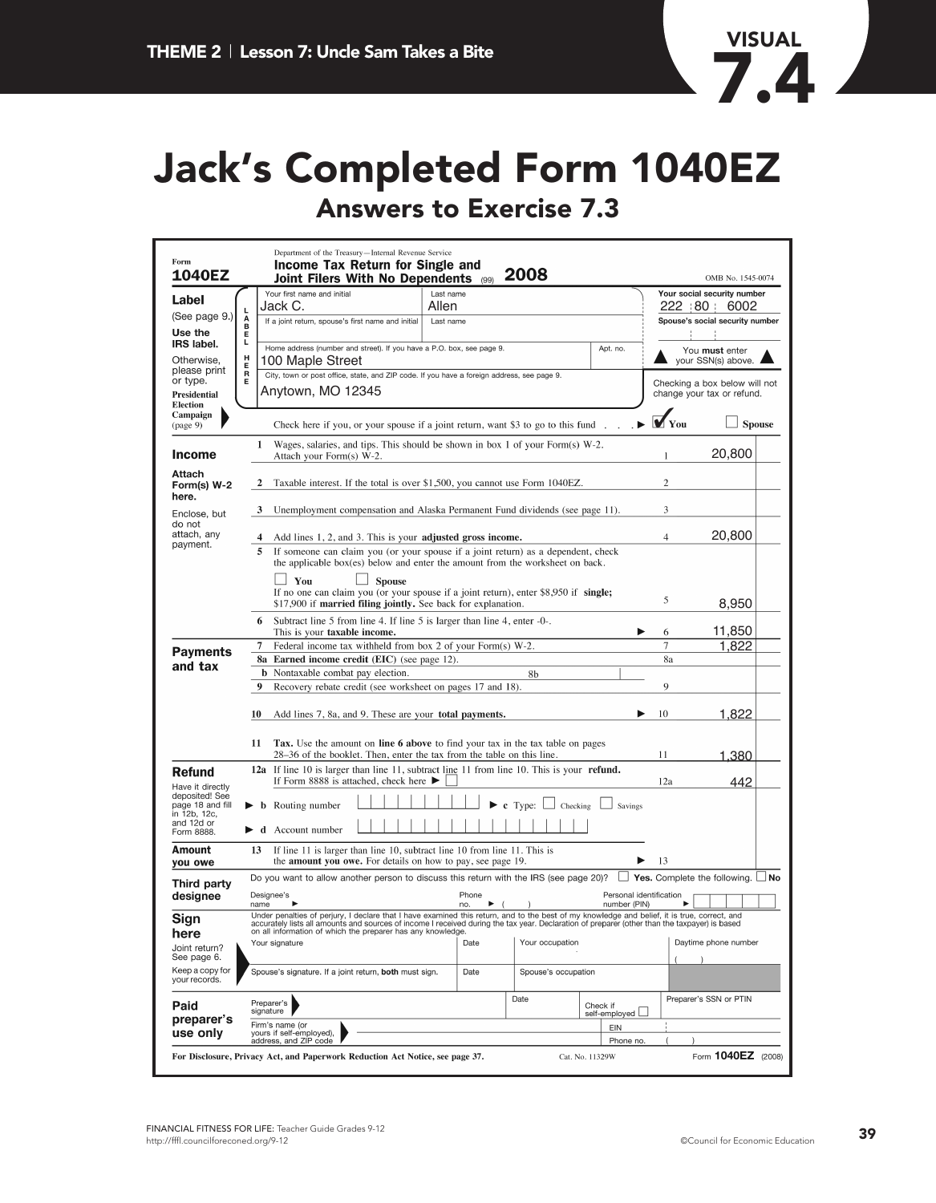THEME 2 | Lesson 7: Uncle Sam Takes a Bite

VISUAL 7.4

# Jack's Completed Form 1040EZ

## Answers to Exercise 7.3

Form **1040EZ**

Department of the Treasury—Internal Revenue Service

**Income Tax Return for Single and Joint Filers With No Dependents** (99) **2008**

OMB No. 1545-0074

**Label** (See page 9.) Use the IRS label. Otherwise, please print or type.

| Field | Entry |
|---|---|
| Your first name and initial | Jack C. |
| Last name | Allen |
| Your social security number | 222 80 6002 |
| If a joint return, spouse's first name and initial / Last name | |
| Spouse's social security number | |
| Home address (number and street). If you have a P.O. box, see page 9. | 100 Maple Street |
| Apt. no. | |
| City, town or post office, state, and ZIP code. If you have a foreign address, see page 9. | Anytown, MO 12345 |

▲ You **must** enter your SSN(s) above. ▲

**Presidential Election Campaign** (page 9) — Check here if you, or your spouse if a joint return, want $3 to go to this fund ► ☑ You ☐ Spouse

Checking a box below will not change your tax or refund.

**Income**

Attach Form(s) W-2 here.

Enclose, but do not attach, any payment.

| Line | Description | Amount |
|---|---|---|
| 1 | Wages, salaries, and tips. This should be shown in box 1 of your Form(s) W-2. Attach your Form(s) W-2. | 20,800 |
| 2 | Taxable interest. If the total is over $1,500, you cannot use Form 1040EZ. | |
| 3 | Unemployment compensation and Alaska Permanent Fund dividends (see page 11). | |
| 4 | Add lines 1, 2, and 3. This is your **adjusted gross income.** | 20,800 |
| 5 | If someone can claim you (or your spouse if a joint return) as a dependent, check the applicable box(es) below and enter the amount from the worksheet on back. ☐ You ☐ Spouse. If no one can claim you (or your spouse if a joint return), enter $8,950 if **single;** $17,900 if **married filing jointly.** See back for explanation. | 8,950 |
| 6 | Subtract line 5 from line 4. If line 5 is larger than line 4, enter -0-. This is your **taxable income.** | 11,850 |

**Payments and tax**

| Line | Description | Amount |
|---|---|---|
| 7 | Federal income tax withheld from box 2 of your Form(s) W-2. | 1,822 |
| 8a | **Earned income credit (EIC)** (see page 12). | |
| b | Nontaxable combat pay election. 8b | |
| 9 | Recovery rebate credit (see worksheet on pages 17 and 18). | |
| 10 | Add lines 7, 8a, and 9. These are your **total payments.** | 1,822 |
| 11 | **Tax.** Use the amount on **line 6 above** to find your tax in the tax table on pages 28–36 of the booklet. Then, enter the tax from the table on this line. | 1,380 |

**Refund**

Have it directly deposited! See page 18 and fill in 12b, 12c, and 12d or Form 8888.

| Line | Description | Amount |
|---|---|---|
| 12a | If line 10 is larger than line 11, subtract line 11 from line 10. This is your **refund.** If Form 8888 is attached, check here ► ☐ | 442 |
| b | Routing number ► c Type: ☐ Checking ☐ Savings | |
| d | Account number | |

**Amount you owe**

| Line | Description | Amount |
|---|---|---|
| 13 | If line 11 is larger than line 10, subtract line 10 from line 11. This is the **amount you owe.** For details on how to pay, see page 19. | |

**Third party designee** — Do you want to allow another person to discuss this return with the IRS (see page 20)? ☐ **Yes.** Complete the following. ☐ **No**

Designee's name ► Phone no. ► ( ) Personal identification number (PIN) ►

**Sign here** — Under penalties of perjury, I declare that I have examined this return, and to the best of my knowledge and belief, it is true, correct, and accurately lists all amounts and sources of income I received during the tax year. Declaration of preparer (other than the taxpayer) is based on all information of which the preparer has any knowledge.

Joint return? See page 6. Keep a copy for your records.

Your signature | Date | Your occupation | Daytime phone number ( )

Spouse's signature. If a joint return, **both** must sign. | Date | Spouse's occupation

**Paid preparer's use only** — Preparer's signature | Date | Check if self-employed ☐ | Preparer's SSN or PTIN

Firm's name (or yours if self-employed), address, and ZIP code | EIN | Phone no. ( )

**For Disclosure, Privacy Act, and Paperwork Reduction Act Notice, see page 37.** Cat. No. 11329W Form **1040EZ** (2008)

FINANCIAL FITNESS FOR LIFE: Teacher Guide Grades 9-12
http://fffl.councilforeconed.org/9-12

©Council for Economic Education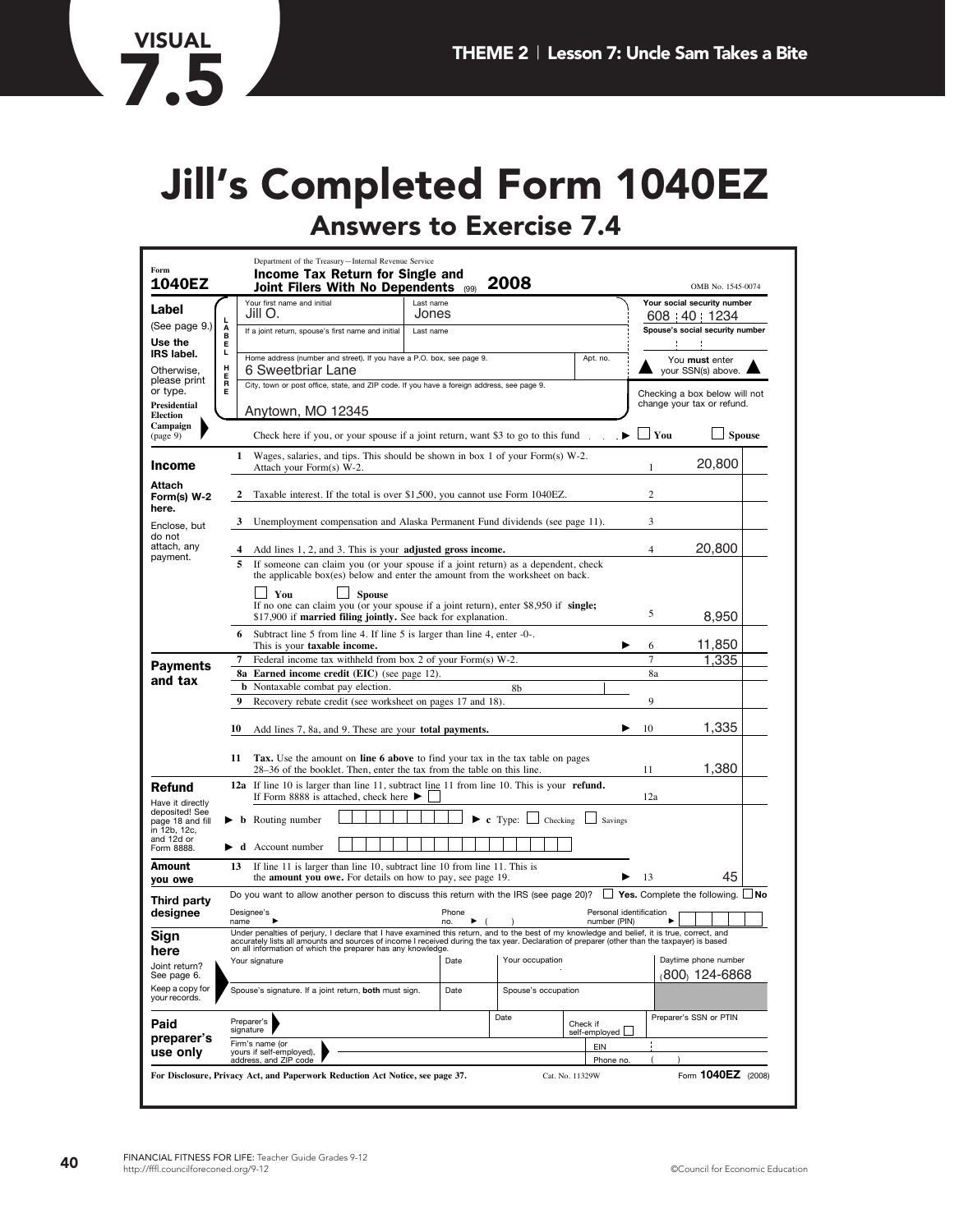VISUAL 7.5

# Jill's Completed Form 1040EZ

## Answers to Exercise 7.4

Form **1040EZ**

Department of the Treasury—Internal Revenue Service

**Income Tax Return for Single and Joint Filers With No Dependents** (99) **2008**

OMB No. 1545-0074

| | |
|---|---|
| **Label** (See page 9.) **Use the IRS label.** Otherwise, please print or type. | Your first name and initial: Jill O. — Last name: Jones — Your social security number: 608 40 1234 |
| | If a joint return, spouse's first name and initial — Last name — Spouse's social security number |
| | Home address (number and street). If you have a P.O. box, see page 9.: 6 Sweetbriar Lane — Apt. no. |
| | City, town or post office, state, and ZIP code. If you have a foreign address, see page 9.: Anytown, MO 12345 |

▲ You **must** enter your SSN(s) above. ▲

Checking a box below will not change your tax or refund.

**Presidential Election Campaign** (page 9) — Check here if you, or your spouse if a joint return, want $3 to go to this fund ▶ ☐ **You** ☐ **Spouse**

| Section | Line | Description | Line no. | Amount |
|---|---|---|---|---|
| **Income** | 1 | Wages, salaries, and tips. This should be shown in box 1 of your Form(s) W-2. Attach your Form(s) W-2. | 1 | 20,800 |
| **Attach Form(s) W-2 here.** | 2 | Taxable interest. If the total is over $1,500, you cannot use Form 1040EZ. | 2 | |
| Enclose, but do not attach, any payment. | 3 | Unemployment compensation and Alaska Permanent Fund dividends (see page 11). | 3 | |
| | 4 | Add lines 1, 2, and 3. This is your **adjusted gross income.** | 4 | 20,800 |
| | 5 | If someone can claim you (or your spouse if a joint return) as a dependent, check the applicable box(es) below and enter the amount from the worksheet on back. ☐ **You** ☐ **Spouse** If no one can claim you (or your spouse if a joint return), enter $8,950 if **single;** $17,900 if **married filing jointly.** See back for explanation. | 5 | 8,950 |
| | 6 | Subtract line 5 from line 4. If line 5 is larger than line 4, enter -0-. This is your **taxable income.** ▶ | 6 | 11,850 |
| **Payments and tax** | 7 | Federal income tax withheld from box 2 of your Form(s) W-2. | 7 | 1,335 |
| | 8a | **Earned income credit (EIC)** (see page 12). | 8a | |
| | b | Nontaxable combat pay election. 8b | | |
| | 9 | Recovery rebate credit (see worksheet on pages 17 and 18). | 9 | |
| | 10 | Add lines 7, 8a, and 9. These are your **total payments.** ▶ | 10 | 1,335 |
| | 11 | **Tax.** Use the amount on **line 6 above** to find your tax in the tax table on pages 28–36 of the booklet. Then, enter the tax from the table on this line. | 11 | 1,380 |
| **Refund** Have it directly deposited! See page 18 and fill in 12b, 12c, and 12d or Form 8888. | 12a | If line 10 is larger than line 11, subtract line 11 from line 10. This is your **refund.** If Form 8888 is attached, check here ▶ ☐ | 12a | |
| | ▶ b | Routing number ▶ **c** Type: ☐ Checking ☐ Savings | | |
| | ▶ d | Account number | | |
| **Amount you owe** | 13 | If line 11 is larger than line 10, subtract line 10 from line 11. This is the **amount you owe.** For details on how to pay, see page 19. ▶ | 13 | 45 |

**Third party designee** — Do you want to allow another person to discuss this return with the IRS (see page 20)? ☐ **Yes.** Complete the following. ☐ **No**

Designee's name ▶ Phone no. ▶ ( ) Personal identification number (PIN) ▶

**Sign here** — Under penalties of perjury, I declare that I have examined this return, and to the best of my knowledge and belief, it is true, correct, and accurately lists all amounts and sources of income I received during the tax year. Declaration of preparer (other than the taxpayer) is based on all information of which the preparer has any knowledge.

Joint return? See page 6. Keep a copy for your records.

Your signature — Date — Your occupation — Daytime phone number: (800) 124-6868

Spouse's signature. If a joint return, **both** must sign. — Date — Spouse's occupation

**Paid preparer's use only** — Preparer's signature — Date — Check if self-employed ☐ — Preparer's SSN or PTIN

Firm's name (or yours if self-employed), address, and ZIP code — EIN — Phone no. ( )

**For Disclosure, Privacy Act, and Paperwork Reduction Act Notice, see page 37.** Cat. No. 11329W Form **1040EZ** (2008)